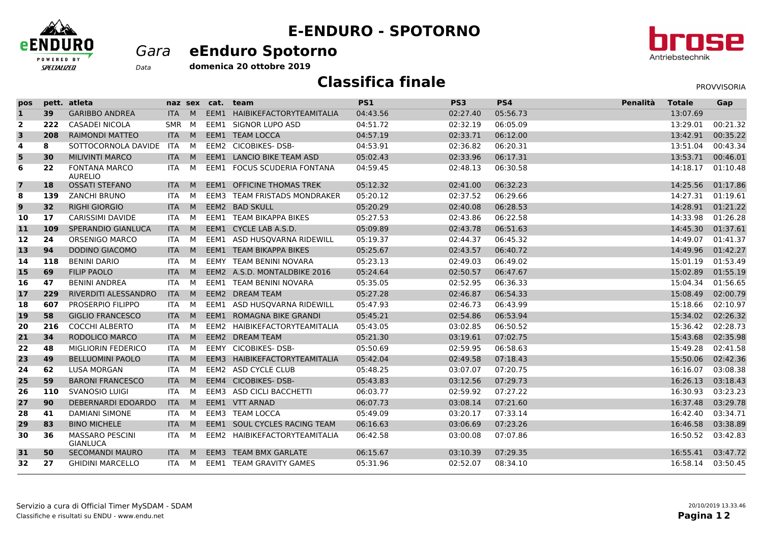# E-ENDURO - SPOTORNO

*Gara* **eEnduro Spotorno**

*Data* **domenica 20 ottobre 2019**

## Classifica finale

PROVVISORIA

| pos | pett. | atleta | naz | sex | cat. | team | PS1 | PS3 | PS4 | Penalità | Totale | Gap |
|---|---|---|---|---|---|---|---|---|---|---|---|---|
| 1 | 39 | GARIBBO ANDREA | ITA | M | EEM1 | HAIBIKEFACTORYTEAMITALIA | 04:43.56 | 02:27.40 | 05:56.73 | | 13:07.69 | |
| 2 | 222 | CASADEI NICOLA | SMR | M | EEM1 | SIGNOR LUPO ASD | 04:51.72 | 02:32.19 | 06:05.09 | | 13:29.01 | 00:21.32 |
| 3 | 208 | RAIMONDI MATTEO | ITA | M | EEM1 | TEAM LOCCA | 04:57.19 | 02:33.71 | 06:12.00 | | 13:42.91 | 00:35.22 |
| 4 | 8 | SOTTOCORNOLA DAVIDE | ITA | M | EEM2 | CICOBIKES- DSB- | 04:53.91 | 02:36.82 | 06:20.31 | | 13:51.04 | 00:43.34 |
| 5 | 30 | MILIVINTI MARCO | ITA | M | EEM1 | LANCIO BIKE TEAM ASD | 05:02.43 | 02:33.96 | 06:17.31 | | 13:53.71 | 00:46.01 |
| 6 | 22 | FONTANA MARCO AURELIO | ITA | M | EEM1 | FOCUS SCUDERIA FONTANA | 04:59.45 | 02:48.13 | 06:30.58 | | 14:18.17 | 01:10.48 |
| 7 | 18 | OSSATI STEFANO | ITA | M | EEM1 | OFFICINE THOMAS TREK | 05:12.32 | 02:41.00 | 06:32.23 | | 14:25.56 | 01:17.86 |
| 8 | 139 | ZANCHI BRUNO | ITA | M | EEM3 | TEAM FRISTADS MONDRAKER | 05:20.12 | 02:37.52 | 06:29.66 | | 14:27.31 | 01:19.61 |
| 9 | 32 | RIGHI GIORGIO | ITA | M | EEM2 | BAD SKULL | 05:20.29 | 02:40.08 | 06:28.53 | | 14:28.91 | 01:21.22 |
| 10 | 17 | CARISSIMI DAVIDE | ITA | M | EEM1 | TEAM BIKAPPA BIKES | 05:27.53 | 02:43.86 | 06:22.58 | | 14:33.98 | 01:26.28 |
| 11 | 109 | SPERANDIO GIANLUCA | ITA | M | EEM1 | CYCLE LAB A.S.D. | 05:09.89 | 02:43.78 | 06:51.63 | | 14:45.30 | 01:37.61 |
| 12 | 24 | ORSENIGO MARCO | ITA | M | EEM1 | ASD HUSQVARNA RIDEWILL | 05:19.37 | 02:44.37 | 06:45.32 | | 14:49.07 | 01:41.37 |
| 13 | 94 | DODINO GIACOMO | ITA | M | EEM1 | TEAM BIKAPPA BIKES | 05:25.67 | 02:43.57 | 06:40.72 | | 14:49.96 | 01:42.27 |
| 14 | 118 | BENINI DARIO | ITA | M | EEMY | TEAM BENINI NOVARA | 05:23.13 | 02:49.03 | 06:49.02 | | 15:01.19 | 01:53.49 |
| 15 | 69 | FILIP PAOLO | ITA | M | EEM2 | A.S.D. MONTALDBIKE 2016 | 05:24.64 | 02:50.57 | 06:47.67 | | 15:02.89 | 01:55.19 |
| 16 | 47 | BENINI ANDREA | ITA | M | EEM1 | TEAM BENINI NOVARA | 05:35.05 | 02:52.95 | 06:36.33 | | 15:04.34 | 01:56.65 |
| 17 | 229 | RIVERDITI ALESSANDRO | ITA | M | EEM2 | DREAM TEAM | 05:27.28 | 02:46.87 | 06:54.33 | | 15:08.49 | 02:00.79 |
| 18 | 607 | PROSERPIO FILIPPO | ITA | M | EEM1 | ASD HUSQVARNA RIDEWILL | 05:47.93 | 02:46.73 | 06:43.99 | | 15:18.66 | 02:10.97 |
| 19 | 58 | GIGLIO FRANCESCO | ITA | M | EEM1 | ROMAGNA BIKE GRANDI | 05:45.21 | 02:54.86 | 06:53.94 | | 15:34.02 | 02:26.32 |
| 20 | 216 | COCCHI ALBERTO | ITA | M | EEM2 | HAIBIKEFACTORYTEAMITALIA | 05:43.05 | 03:02.85 | 06:50.52 | | 15:36.42 | 02:28.73 |
| 21 | 34 | RODOLICO MARCO | ITA | M | EEM2 | DREAM TEAM | 05:21.30 | 03:19.61 | 07:02.75 | | 15:43.68 | 02:35.98 |
| 22 | 48 | MIGLIORIN FEDERICO | ITA | M | EEMY | CICOBIKES- DSB- | 05:50.69 | 02:59.95 | 06:58.63 | | 15:49.28 | 02:41.58 |
| 23 | 49 | BELLUOMINI PAOLO | ITA | M | EEM3 | HAIBIKEFACTORYTEAMITALIA | 05:42.04 | 02:49.58 | 07:18.43 | | 15:50.06 | 02:42.36 |
| 24 | 62 | LUSA MORGAN | ITA | M | EEM2 | ASD CYCLE CLUB | 05:48.25 | 03:07.07 | 07:20.75 | | 16:16.07 | 03:08.38 |
| 25 | 59 | BARONI FRANCESCO | ITA | M | EEM4 | CICOBIKES- DSB- | 05:43.83 | 03:12.56 | 07:29.73 | | 16:26.13 | 03:18.43 |
| 26 | 110 | SVANOSIO LUIGI | ITA | M | EEM3 | ASD CICLI BACCHETTI | 06:03.77 | 02:59.92 | 07:27.22 | | 16:30.93 | 03:23.23 |
| 27 | 90 | DEBERNARDI EDOARDO | ITA | M | EEM1 | VTT ARNAD | 06:07.73 | 03:08.14 | 07:21.60 | | 16:37.48 | 03:29.78 |
| 28 | 41 | DAMIANI SIMONE | ITA | M | EEM3 | TEAM LOCCA | 05:49.09 | 03:20.17 | 07:33.14 | | 16:42.40 | 03:34.71 |
| 29 | 83 | BINO MICHELE | ITA | M | EEM1 | SOUL CYCLES RACING TEAM | 06:16.63 | 03:06.69 | 07:23.26 | | 16:46.58 | 03:38.89 |
| 30 | 36 | MASSARO PESCINI GIANLUCA | ITA | M | EEM2 | HAIBIKEFACTORYTEAMITALIA | 06:42.58 | 03:00.08 | 07:07.86 | | 16:50.52 | 03:42.83 |
| 31 | 50 | SECOMANDI MAURO | ITA | M | EEM3 | TEAM BMX GARLATE | 06:15.67 | 03:10.39 | 07:29.35 | | 16:55.41 | 03:47.72 |
| 32 | 27 | GHIDINI MARCELLO | ITA | M | EEM1 | TEAM GRAVITY GAMES | 05:31.96 | 02:52.07 | 08:34.10 | | 16:58.14 | 03:50.45 |

Servizio a cura di Official Timer MySDAM - SDAM
Classifiche e risultati su ENDU - www.endu.net

20/10/2019 13.33.46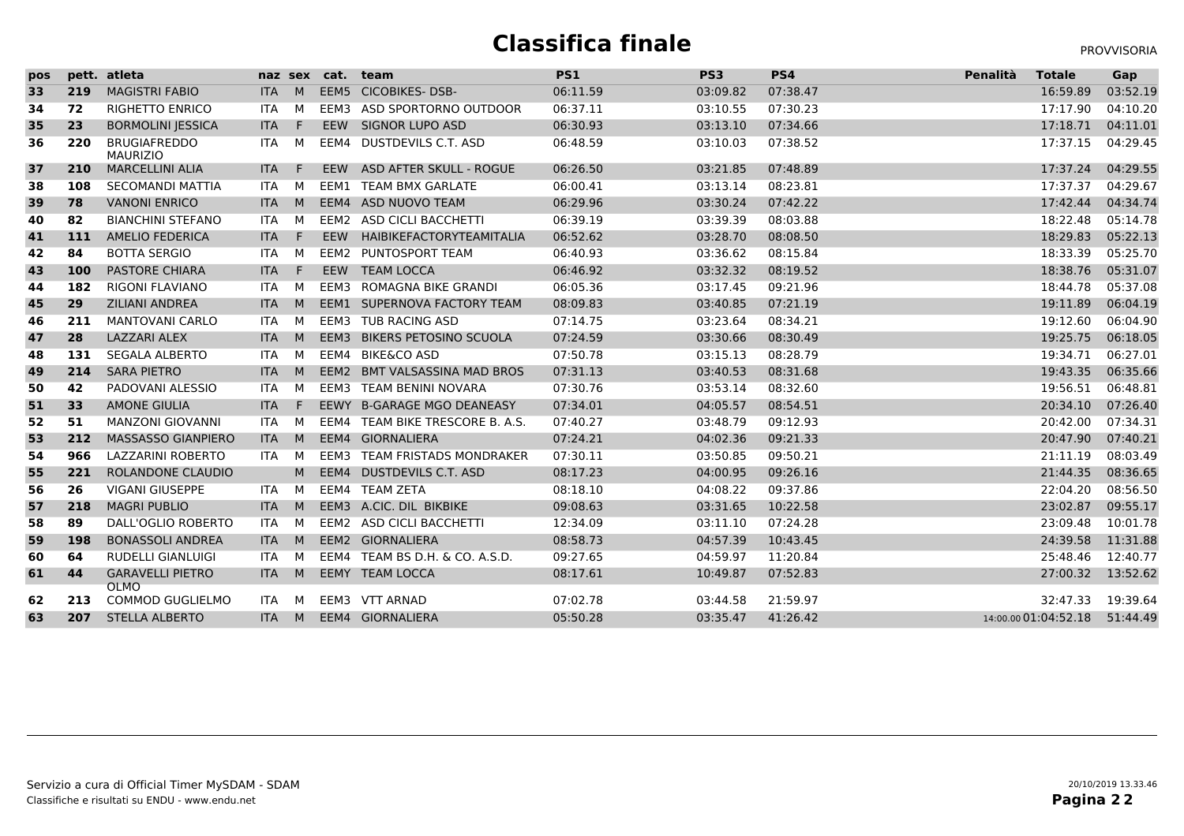# Classifica finale

PROVVISORIA

| pos | pett. | atleta | naz | sex | cat. | team | PS1 | PS3 | PS4 | Penalità | Totale | Gap |
|---|---|---|---|---|---|---|---|---|---|---|---|---|
| 33 | 219 | MAGISTRI FABIO | ITA | M | EEM5 | CICOBIKES- DSB- | 06:11.59 | 03:09.82 | 07:38.47 | | 16:59.89 | 03:52.19 |
| 34 | 72 | RIGHETTO ENRICO | ITA | M | EEM3 | ASD SPORTORNO OUTDOOR | 06:37.11 | 03:10.55 | 07:30.23 | | 17:17.90 | 04:10.20 |
| 35 | 23 | BORMOLINI JESSICA | ITA | F | EEW | SIGNOR LUPO ASD | 06:30.93 | 03:13.10 | 07:34.66 | | 17:18.71 | 04:11.01 |
| 36 | 220 | BRUGIAFREDDO MAURIZIO | ITA | M | EEM4 | DUSTDEVILS C.T. ASD | 06:48.59 | 03:10.03 | 07:38.52 | | 17:37.15 | 04:29.45 |
| 37 | 210 | MARCELLINI ALIA | ITA | F | EEW | ASD AFTER SKULL - ROGUE | 06:26.50 | 03:21.85 | 07:48.89 | | 17:37.24 | 04:29.55 |
| 38 | 108 | SECOMANDI MATTIA | ITA | M | EEM1 | TEAM BMX GARLATE | 06:00.41 | 03:13.14 | 08:23.81 | | 17:37.37 | 04:29.67 |
| 39 | 78 | VANONI ENRICO | ITA | M | EEM4 | ASD NUOVO TEAM | 06:29.96 | 03:30.24 | 07:42.22 | | 17:42.44 | 04:34.74 |
| 40 | 82 | BIANCHINI STEFANO | ITA | M | EEM2 | ASD CICLI BACCHETTI | 06:39.19 | 03:39.39 | 08:03.88 | | 18:22.48 | 05:14.78 |
| 41 | 111 | AMELIO FEDERICA | ITA | F | EEW | HAIBIKEFACTORYTEAMITALIA | 06:52.62 | 03:28.70 | 08:08.50 | | 18:29.83 | 05:22.13 |
| 42 | 84 | BOTTA SERGIO | ITA | M | EEM2 | PUNTOSPORT TEAM | 06:40.93 | 03:36.62 | 08:15.84 | | 18:33.39 | 05:25.70 |
| 43 | 100 | PASTORE CHIARA | ITA | F | EEW | TEAM LOCCA | 06:46.92 | 03:32.32 | 08:19.52 | | 18:38.76 | 05:31.07 |
| 44 | 182 | RIGONI FLAVIANO | ITA | M | EEM3 | ROMAGNA BIKE GRANDI | 06:05.36 | 03:17.45 | 09:21.96 | | 18:44.78 | 05:37.08 |
| 45 | 29 | ZILIANI ANDREA | ITA | M | EEM1 | SUPERNOVA FACTORY TEAM | 08:09.83 | 03:40.85 | 07:21.19 | | 19:11.89 | 06:04.19 |
| 46 | 211 | MANTOVANI CARLO | ITA | M | EEM3 | TUB RACING ASD | 07:14.75 | 03:23.64 | 08:34.21 | | 19:12.60 | 06:04.90 |
| 47 | 28 | LAZZARI ALEX | ITA | M | EEM3 | BIKERS PETOSINO SCUOLA | 07:24.59 | 03:30.66 | 08:30.49 | | 19:25.75 | 06:18.05 |
| 48 | 131 | SEGALA ALBERTO | ITA | M | EEM4 | BIKE&CO ASD | 07:50.78 | 03:15.13 | 08:28.79 | | 19:34.71 | 06:27.01 |
| 49 | 214 | SARA PIETRO | ITA | M | EEM2 | BMT VALSASSINA MAD BROS | 07:31.13 | 03:40.53 | 08:31.68 | | 19:43.35 | 06:35.66 |
| 50 | 42 | PADOVANI ALESSIO | ITA | M | EEM3 | TEAM BENINI NOVARA | 07:30.76 | 03:53.14 | 08:32.60 | | 19:56.51 | 06:48.81 |
| 51 | 33 | AMONE GIULIA | ITA | F | EEWY | B-GARAGE MGO DEANEASY | 07:34.01 | 04:05.57 | 08:54.51 | | 20:34.10 | 07:26.40 |
| 52 | 51 | MANZONI GIOVANNI | ITA | M | EEM4 | TEAM BIKE TRESCORE B. A.S. | 07:40.27 | 03:48.79 | 09:12.93 | | 20:42.00 | 07:34.31 |
| 53 | 212 | MASSASSO GIANPIERO | ITA | M | EEM4 | GIORNALIERA | 07:24.21 | 04:02.36 | 09:21.33 | | 20:47.90 | 07:40.21 |
| 54 | 966 | LAZZARINI ROBERTO | ITA | M | EEM3 | TEAM FRISTADS MONDRAKER | 07:30.11 | 03:50.85 | 09:50.21 | | 21:11.19 | 08:03.49 |
| 55 | 221 | ROLANDONE CLAUDIO | | M | EEM4 | DUSTDEVILS C.T. ASD | 08:17.23 | 04:00.95 | 09:26.16 | | 21:44.35 | 08:36.65 |
| 56 | 26 | VIGANI GIUSEPPE | ITA | M | EEM4 | TEAM ZETA | 08:18.10 | 04:08.22 | 09:37.86 | | 22:04.20 | 08:56.50 |
| 57 | 218 | MAGRI PUBLIO | ITA | M | EEM3 | A.CIC. DIL BIKBIKE | 09:08.63 | 03:31.65 | 10:22.58 | | 23:02.87 | 09:55.17 |
| 58 | 89 | DALL'OGLIO ROBERTO | ITA | M | EEM2 | ASD CICLI BACCHETTI | 12:34.09 | 03:11.10 | 07:24.28 | | 23:09.48 | 10:01.78 |
| 59 | 198 | BONASSOLI ANDREA | ITA | M | EEM2 | GIORNALIERA | 08:58.73 | 04:57.39 | 10:43.45 | | 24:39.58 | 11:31.88 |
| 60 | 64 | RUDELLI GIANLUIGI | ITA | M | EEM4 | TEAM BS D.H. & CO. A.S.D. | 09:27.65 | 04:59.97 | 11:20.84 | | 25:48.46 | 12:40.77 |
| 61 | 44 | GARAVELLI PIETRO OLMO | ITA | M | EEMY | TEAM LOCCA | 08:17.61 | 10:49.87 | 07:52.83 | | 27:00.32 | 13:52.62 |
| 62 | 213 | COMMOD GUGLIELMO | ITA | M | EEM3 | VTT ARNAD | 07:02.78 | 03:44.58 | 21:59.97 | | 32:47.33 | 19:39.64 |
| 63 | 207 | STELLA ALBERTO | ITA | M | EEM4 | GIORNALIERA | 05:50.28 | 03:35.47 | 41:26.42 | 14:00.00 | 01:04:52.18 | 51:44.49 |

Servizio a cura di Official Timer MySDAM - SDAM
Classifiche e risultati su ENDU - www.endu.net

20/10/2019 13.33.46